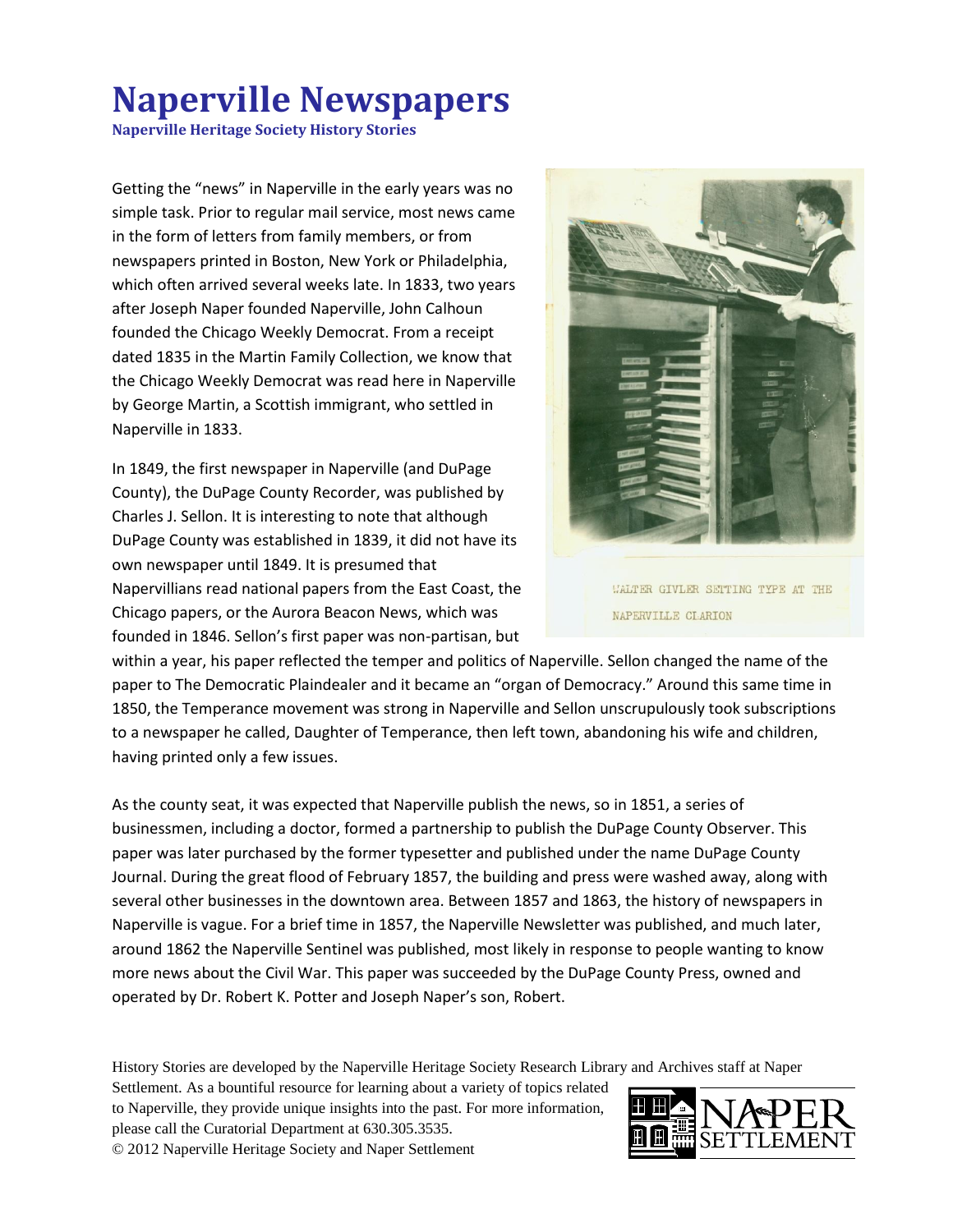# Naperville Newspapers

**Naperville Heritage Society History Stories**

Getting the "news" in Naperville in the early years was no simple task. Prior to regular mail service, most news came in the form of letters from family members, or from newspapers printed in Boston, New York or Philadelphia, which often arrived several weeks late. In 1833, two years after Joseph Naper founded Naperville, John Calhoun founded the Chicago Weekly Democrat. From a receipt dated 1835 in the Martin Family Collection, we know that the Chicago Weekly Democrat was read here in Naperville by George Martin, a Scottish immigrant, who settled in Naperville in 1833.

WALTER GIVLER SETTING TYPE AT THE NAPERVILLE CLARION

In 1849, the first newspaper in Naperville (and DuPage County), the DuPage County Recorder, was published by Charles J. Sellon. It is interesting to note that although DuPage County was established in 1839, it did not have its own newspaper until 1849. It is presumed that Napervillians read national papers from the East Coast, the Chicago papers, or the Aurora Beacon News, which was founded in 1846. Sellon's first paper was non-partisan, but within a year, his paper reflected the temper and politics of Naperville. Sellon changed the name of the paper to The Democratic Plaindealer and it became an "organ of Democracy." Around this same time in 1850, the Temperance movement was strong in Naperville and Sellon unscrupulously took subscriptions to a newspaper he called, Daughter of Temperance, then left town, abandoning his wife and children, having printed only a few issues.

As the county seat, it was expected that Naperville publish the news, so in 1851, a series of businessmen, including a doctor, formed a partnership to publish the DuPage County Observer. This paper was later purchased by the former typesetter and published under the name DuPage County Journal. During the great flood of February 1857, the building and press were washed away, along with several other businesses in the downtown area. Between 1857 and 1863, the history of newspapers in Naperville is vague. For a brief time in 1857, the Naperville Newsletter was published, and much later, around 1862 the Naperville Sentinel was published, most likely in response to people wanting to know more news about the Civil War. This paper was succeeded by the DuPage County Press, owned and operated by Dr. Robert K. Potter and Joseph Naper's son, Robert.

History Stories are developed by the Naperville Heritage Society Research Library and Archives staff at Naper Settlement. As a bountiful resource for learning about a variety of topics related to Naperville, they provide unique insights into the past. For more information, please call the Curatorial Department at 630.305.3535.
© 2012 Naperville Heritage Society and Naper Settlement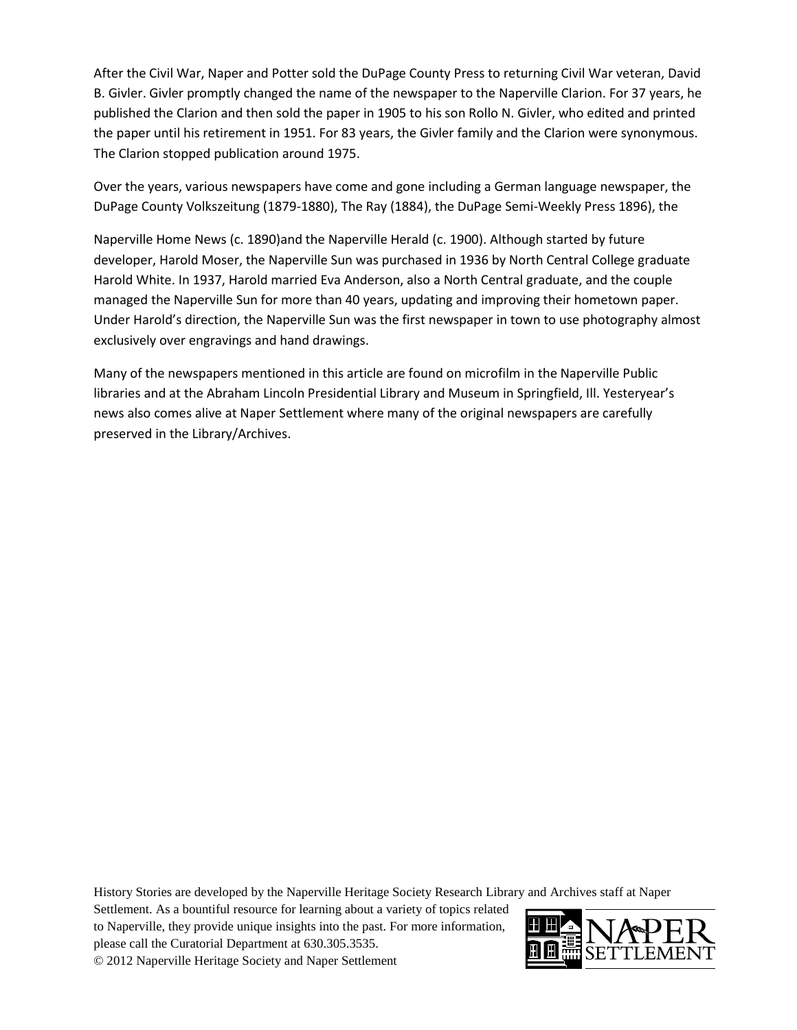After the Civil War, Naper and Potter sold the DuPage County Press to returning Civil War veteran, David B. Givler. Givler promptly changed the name of the newspaper to the Naperville Clarion. For 37 years, he published the Clarion and then sold the paper in 1905 to his son Rollo N. Givler, who edited and printed the paper until his retirement in 1951. For 83 years, the Givler family and the Clarion were synonymous. The Clarion stopped publication around 1975.

Over the years, various newspapers have come and gone including a German language newspaper, the DuPage County Volkszeitung (1879-1880), The Ray (1884), the DuPage Semi-Weekly Press 1896), the

Naperville Home News (c. 1890)and the Naperville Herald (c. 1900). Although started by future developer, Harold Moser, the Naperville Sun was purchased in 1936 by North Central College graduate Harold White. In 1937, Harold married Eva Anderson, also a North Central graduate, and the couple managed the Naperville Sun for more than 40 years, updating and improving their hometown paper. Under Harold's direction, the Naperville Sun was the first newspaper in town to use photography almost exclusively over engravings and hand drawings.

Many of the newspapers mentioned in this article are found on microfilm in the Naperville Public libraries and at the Abraham Lincoln Presidential Library and Museum in Springfield, Ill. Yesteryear's news also comes alive at Naper Settlement where many of the original newspapers are carefully preserved in the Library/Archives.

History Stories are developed by the Naperville Heritage Society Research Library and Archives staff at Naper Settlement. As a bountiful resource for learning about a variety of topics related to Naperville, they provide unique insights into the past. For more information, please call the Curatorial Department at 630.305.3535.
© 2012 Naperville Heritage Society and Naper Settlement

NAPER SETTLEMENT